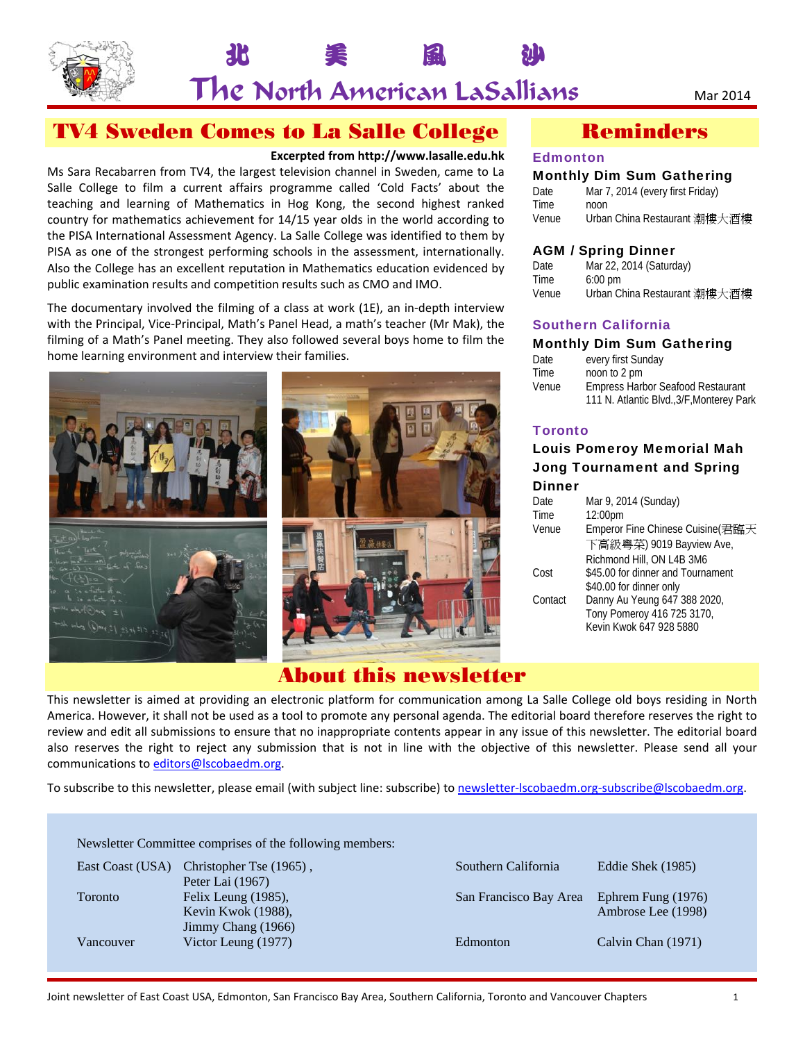# 北 美 風 沙

# The North American LaSallians

Mar 2014

## TV4 Sweden Comes to La Salle College

**Excerpted from http://www.lasalle.edu.hk**

Ms Sara Recabarren from TV4, the largest television channel in Sweden, came to La Salle College to film a current affairs programme called 'Cold Facts' about the teaching and learning of Mathematics in Hog Kong, the second highest ranked country for mathematics achievement for 14/15 year olds in the world according to the PISA International Assessment Agency. La Salle College was identified to them by PISA as one of the strongest performing schools in the assessment, internationally. Also the College has an excellent reputation in Mathematics education evidenced by public examination results and competition results such as CMO and IMO.

The documentary involved the filming of a class at work (1E), an in-depth interview with the Principal, Vice-Principal, Math's Panel Head, a math's teacher (Mr Mak), the filming of a Math's Panel meeting. They also followed several boys home to film the home learning environment and interview their families.

## Reminders

### Edmonton

**Monthly Dim Sum Gathering**

| | |
|---|---|
| Date | Mar 7, 2014 (every first Friday) |
| Time | noon |
| Venue | Urban China Restaurant 潮樓大酒樓 |

**AGM / Spring Dinner**

| | |
|---|---|
| Date | Mar 22, 2014 (Saturday) |
| Time | 6:00 pm |
| Venue | Urban China Restaurant 潮樓大酒樓 |

### Southern California

**Monthly Dim Sum Gathering**

| | |
|---|---|
| Date | every first Sunday |
| Time | noon to 2 pm |
| Venue | Empress Harbor Seafood Restaurant 111 N. Atlantic Blvd.,3/F,Monterey Park |

### Toronto

**Louis Pomeroy Memorial Mah Jong Tournament and Spring Dinner**

| | |
|---|---|
| Date | Mar 9, 2014 (Sunday) |
| Time | 12:00pm |
| Venue | Emperor Fine Chinese Cuisine(君臨天下高級粵菜) 9019 Bayview Ave, Richmond Hill, ON L4B 3M6 |
| Cost | $45.00 for dinner and Tournament<br>$40.00 for dinner only |
| Contact | Danny Au Yeung 647 388 2020,<br>Tony Pomeroy 416 725 3170,<br>Kevin Kwok 647 928 5880 |

## About this newsletter

This newsletter is aimed at providing an electronic platform for communication among La Salle College old boys residing in North America. However, it shall not be used as a tool to promote any personal agenda. The editorial board therefore reserves the right to review and edit all submissions to ensure that no inappropriate contents appear in any issue of this newsletter. The editorial board also reserves the right to reject any submission that is not in line with the objective of this newsletter. Please send all your communications to editors@lscobaedm.org.

To subscribe to this newsletter, please email (with subject line: subscribe) to newsletter-lscobaedm.org-subscribe@lscobaedm.org.

Newsletter Committee comprises of the following members:

| | | | |
|---|---|---|---|
| East Coast (USA) | Christopher Tse (1965), Peter Lai (1967) | Southern California | Eddie Shek (1985) |
| Toronto | Felix Leung (1985), Kevin Kwok (1988), Jimmy Chang (1966) | San Francisco Bay Area | Ephrem Fung (1976) Ambrose Lee (1998) |
| Vancouver | Victor Leung (1977) | Edmonton | Calvin Chan (1971) |

Joint newsletter of East Coast USA, Edmonton, San Francisco Bay Area, Southern California, Toronto and Vancouver Chapters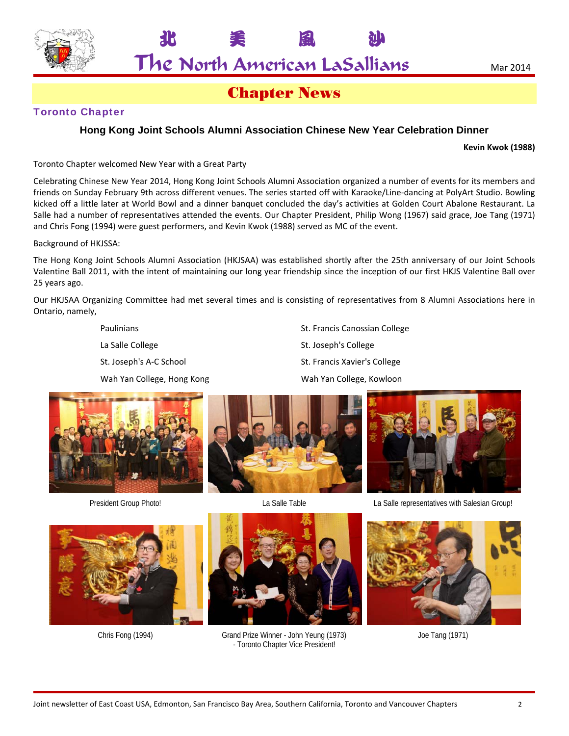# 北 美 風 沙

# The North American LaSallians

Mar 2014

## Chapter News

### Toronto Chapter

### Hong Kong Joint Schools Alumni Association Chinese New Year Celebration Dinner

**Kevin Kwok (1988)**

Toronto Chapter welcomed New Year with a Great Party

Celebrating Chinese New Year 2014, Hong Kong Joint Schools Alumni Association organized a number of events for its members and friends on Sunday February 9th across different venues. The series started off with Karaoke/Line-dancing at PolyArt Studio. Bowling kicked off a little later at World Bowl and a dinner banquet concluded the day's activities at Golden Court Abalone Restaurant. La Salle had a number of representatives attended the events. Our Chapter President, Philip Wong (1967) said grace, Joe Tang (1971) and Chris Fong (1994) were guest performers, and Kevin Kwok (1988) served as MC of the event.

Background of HKJSSA:

The Hong Kong Joint Schools Alumni Association (HKJSAA) was established shortly after the 25th anniversary of our Joint Schools Valentine Ball 2011, with the intent of maintaining our long year friendship since the inception of our first HKJS Valentine Ball over 25 years ago.

Our HKJSAA Organizing Committee had met several times and is consisting of representatives from 8 Alumni Associations here in Ontario, namely,

- Paulinians
- La Salle College
- St. Joseph's A-C School
- Wah Yan College, Hong Kong
- St. Francis Canossian College
- St. Joseph's College
- St. Francis Xavier's College
- Wah Yan College, Kowloon

President Group Photo!

La Salle Table

La Salle representatives with Salesian Group!

Chris Fong (1994)

Grand Prize Winner - John Yeung (1973) - Toronto Chapter Vice President!

Joe Tang (1971)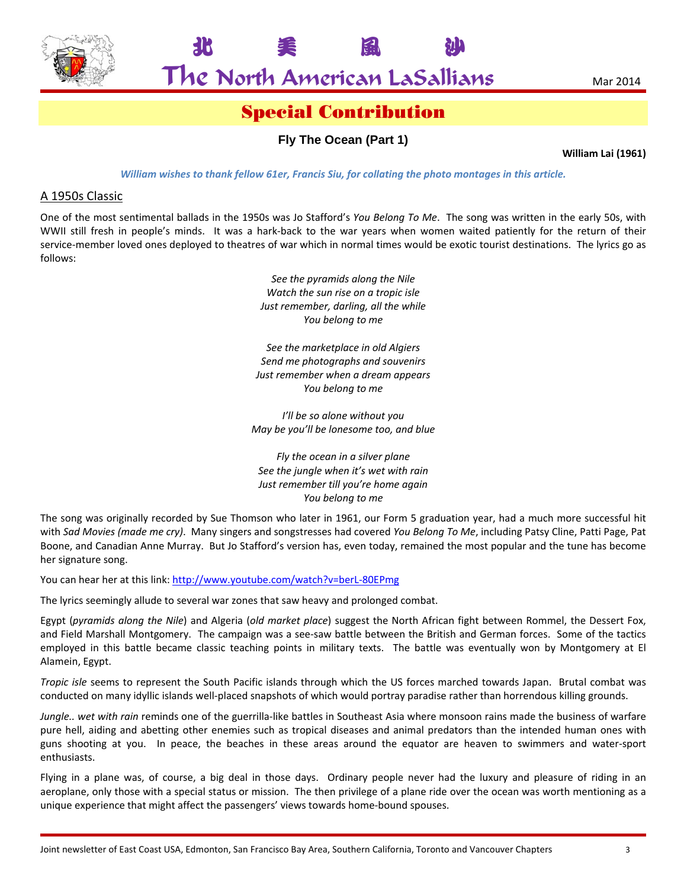北 美 風 沙

The North American LaSallians

Mar 2014

# Special Contribution

## Fly The Ocean (Part 1)

**William Lai (1961)**

***William wishes to thank fellow 61er, Francis Siu, for collating the photo montages in this article.***

### A 1950s Classic

One of the most sentimental ballads in the 1950s was Jo Stafford's *You Belong To Me*. The song was written in the early 50s, with WWII still fresh in people's minds. It was a hark-back to the war years when women waited patiently for the return of their service-member loved ones deployed to theatres of war which in normal times would be exotic tourist destinations. The lyrics go as follows:

*See the pyramids along the Nile*
*Watch the sun rise on a tropic isle*
*Just remember, darling, all the while*
*You belong to me*

*See the marketplace in old Algiers*
*Send me photographs and souvenirs*
*Just remember when a dream appears*
*You belong to me*

*I'll be so alone without you*
*May be you'll be lonesome too, and blue*

*Fly the ocean in a silver plane*
*See the jungle when it's wet with rain*
*Just remember till you're home again*
*You belong to me*

The song was originally recorded by Sue Thomson who later in 1961, our Form 5 graduation year, had a much more successful hit with *Sad Movies (made me cry)*. Many singers and songstresses had covered *You Belong To Me*, including Patsy Cline, Patti Page, Pat Boone, and Canadian Anne Murray. But Jo Stafford's version has, even today, remained the most popular and the tune has become her signature song.

You can hear her at this link: http://www.youtube.com/watch?v=berL-80EPmg

The lyrics seemingly allude to several war zones that saw heavy and prolonged combat.

Egypt (*pyramids along the Nile*) and Algeria (*old market place*) suggest the North African fight between Rommel, the Dessert Fox, and Field Marshall Montgomery. The campaign was a see-saw battle between the British and German forces. Some of the tactics employed in this battle became classic teaching points in military texts. The battle was eventually won by Montgomery at El Alamein, Egypt.

*Tropic isle* seems to represent the South Pacific islands through which the US forces marched towards Japan. Brutal combat was conducted on many idyllic islands well-placed snapshots of which would portray paradise rather than horrendous killing grounds.

*Jungle.. wet with rain* reminds one of the guerrilla-like battles in Southeast Asia where monsoon rains made the business of warfare pure hell, aiding and abetting other enemies such as tropical diseases and animal predators than the intended human ones with guns shooting at you. In peace, the beaches in these areas around the equator are heaven to swimmers and water-sport enthusiasts.

Flying in a plane was, of course, a big deal in those days. Ordinary people never had the luxury and pleasure of riding in an aeroplane, only those with a special status or mission. The then privilege of a plane ride over the ocean was worth mentioning as a unique experience that might affect the passengers' views towards home-bound spouses.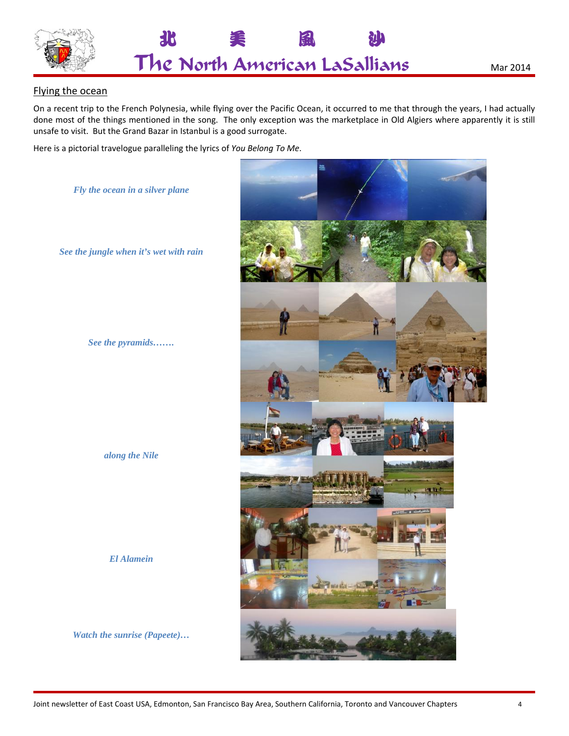## Flying the ocean

On a recent trip to the French Polynesia, while flying over the Pacific Ocean, it occurred to me that through the years, I had actually done most of the things mentioned in the song. The only exception was the marketplace in Old Algiers where apparently it is still unsafe to visit. But the Grand Bazar in Istanbul is a good surrogate.

Here is a pictorial travelogue paralleling the lyrics of *You Belong To Me*.

***Fly the ocean in a silver plane***

***See the jungle when it's wet with rain***

***See the pyramids…….***

***along the Nile***

***El Alamein***

***Watch the sunrise (Papeete)…***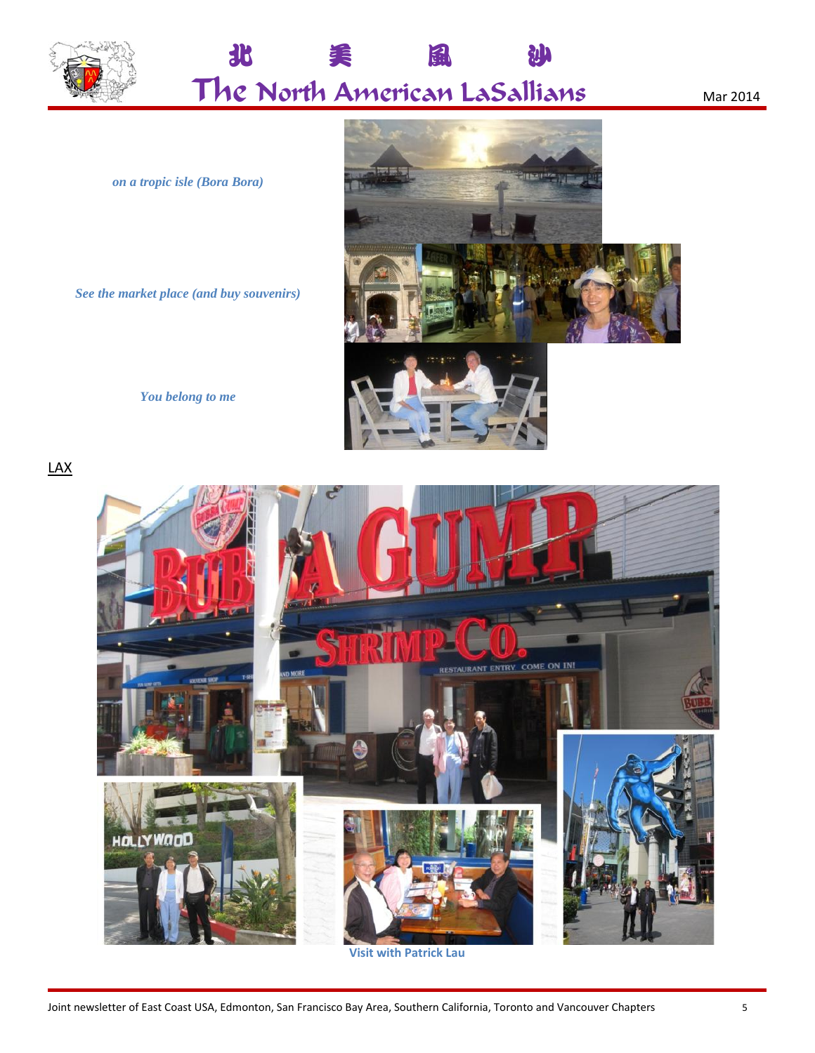*on a tropic isle (Bora Bora)*

*See the market place (and buy souvenirs)*

*You belong to me*

<u>LAX</u>

**Visit with Patrick Lau**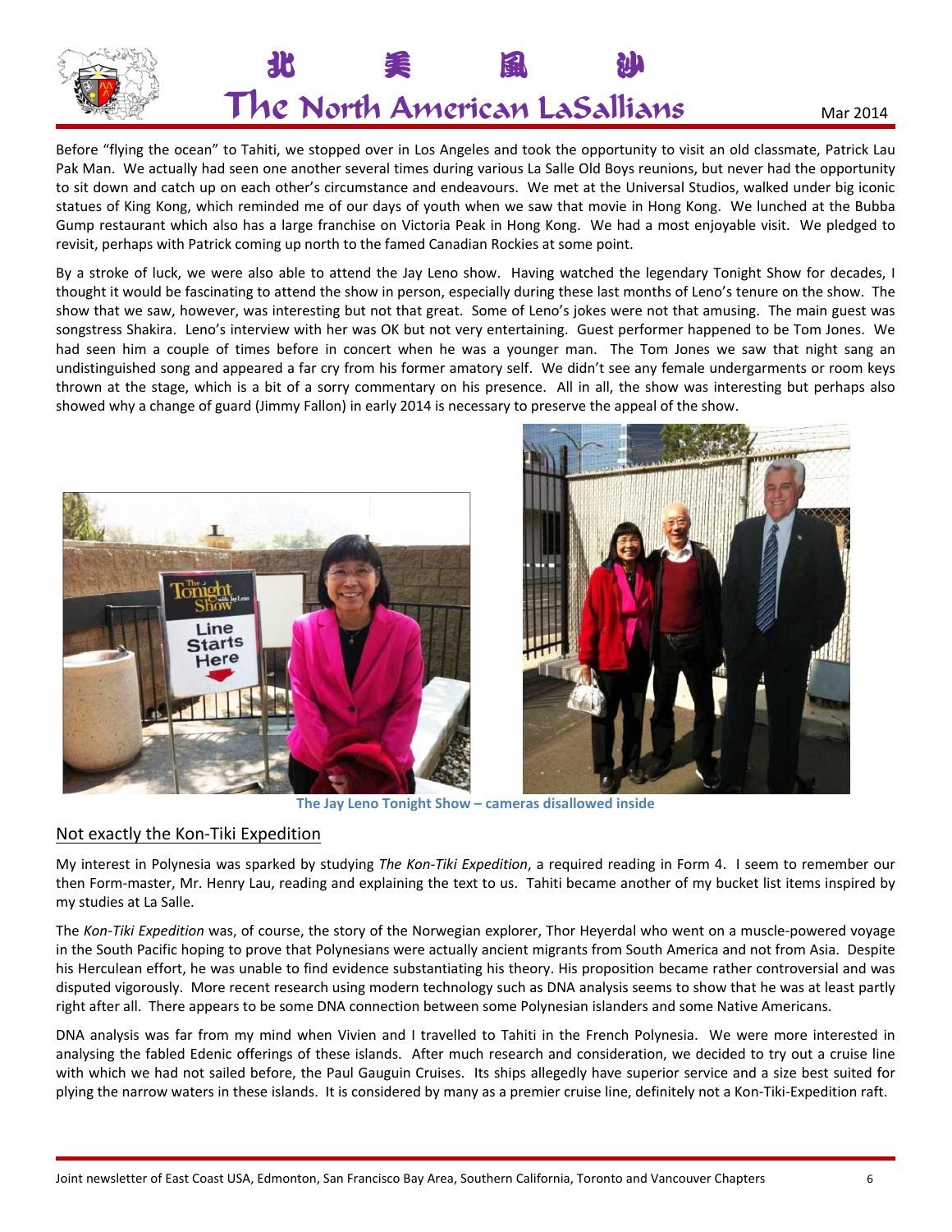Before "flying the ocean" to Tahiti, we stopped over in Los Angeles and took the opportunity to visit an old classmate, Patrick Lau Pak Man. We actually had seen one another several times during various La Salle Old Boys reunions, but never had the opportunity to sit down and catch up on each other's circumstance and endeavours. We met at the Universal Studios, walked under big iconic statues of King Kong, which reminded me of our days of youth when we saw that movie in Hong Kong. We lunched at the Bubba Gump restaurant which also has a large franchise on Victoria Peak in Hong Kong. We had a most enjoyable visit. We pledged to revisit, perhaps with Patrick coming up north to the famed Canadian Rockies at some point.

By a stroke of luck, we were also able to attend the Jay Leno show. Having watched the legendary Tonight Show for decades, I thought it would be fascinating to attend the show in person, especially during these last months of Leno's tenure on the show. The show that we saw, however, was interesting but not that great. Some of Leno's jokes were not that amusing. The main guest was songstress Shakira. Leno's interview with her was OK but not very entertaining. Guest performer happened to be Tom Jones. We had seen him a couple of times before in concert when he was a younger man. The Tom Jones we saw that night sang an undistinguished song and appeared a far cry from his former amatory self. We didn't see any female undergarments or room keys thrown at the stage, which is a bit of a sorry commentary on his presence. All in all, the show was interesting but perhaps also showed why a change of guard (Jimmy Fallon) in early 2014 is necessary to preserve the appeal of the show.

**The Jay Leno Tonight Show – cameras disallowed inside**

## Not exactly the Kon-Tiki Expedition

My interest in Polynesia was sparked by studying *The Kon-Tiki Expedition*, a required reading in Form 4. I seem to remember our then Form-master, Mr. Henry Lau, reading and explaining the text to us. Tahiti became another of my bucket list items inspired by my studies at La Salle.

The *Kon-Tiki Expedition* was, of course, the story of the Norwegian explorer, Thor Heyerdal who went on a muscle-powered voyage in the South Pacific hoping to prove that Polynesians were actually ancient migrants from South America and not from Asia. Despite his Herculean effort, he was unable to find evidence substantiating his theory. His proposition became rather controversial and was disputed vigorously. More recent research using modern technology such as DNA analysis seems to show that he was at least partly right after all. There appears to be some DNA connection between some Polynesian islanders and some Native Americans.

DNA analysis was far from my mind when Vivien and I travelled to Tahiti in the French Polynesia. We were more interested in analysing the fabled Edenic offerings of these islands. After much research and consideration, we decided to try out a cruise line with which we had not sailed before, the Paul Gauguin Cruises. Its ships allegedly have superior service and a size best suited for plying the narrow waters in these islands. It is considered by many as a premier cruise line, definitely not a Kon-Tiki-Expedition raft.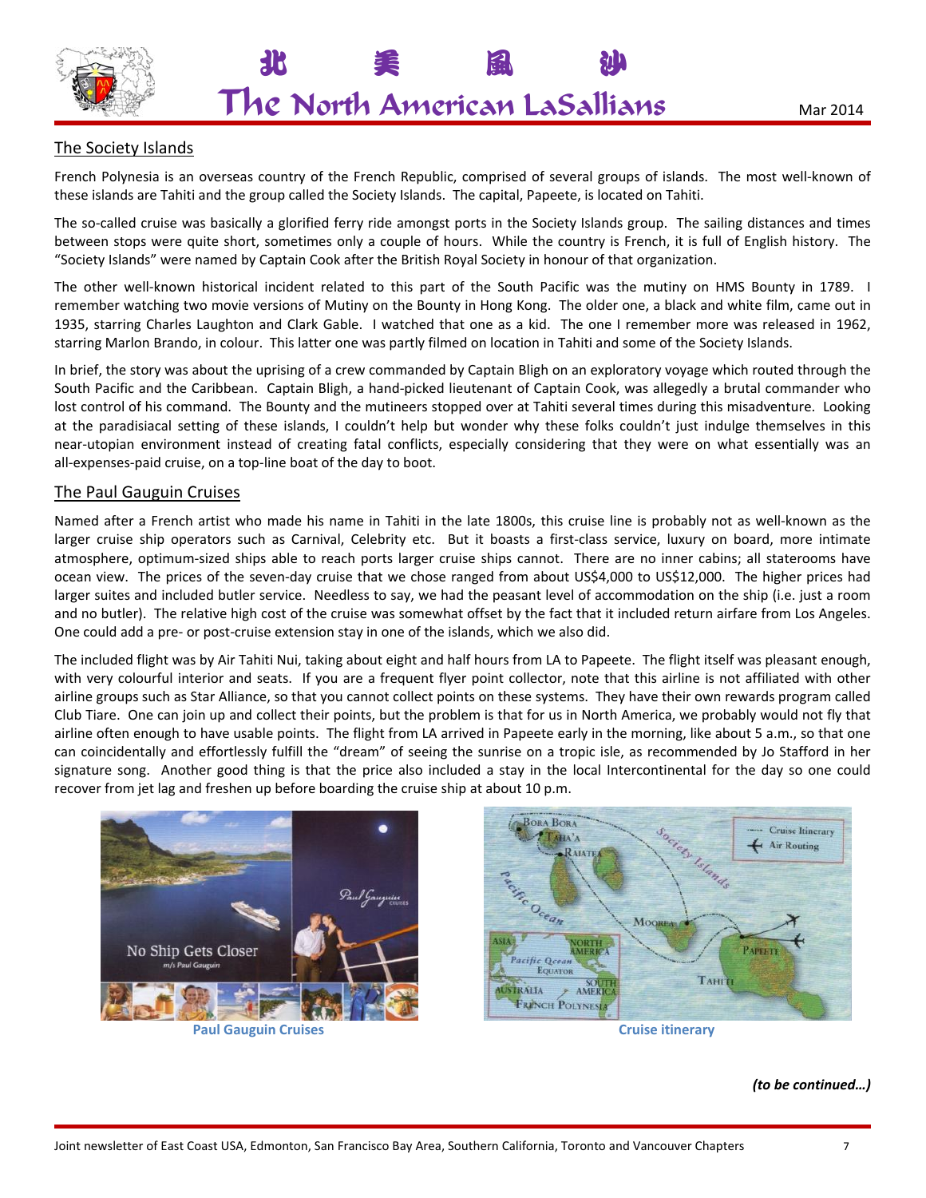## The Society Islands

French Polynesia is an overseas country of the French Republic, comprised of several groups of islands. The most well-known of these islands are Tahiti and the group called the Society Islands. The capital, Papeete, is located on Tahiti.

The so-called cruise was basically a glorified ferry ride amongst ports in the Society Islands group. The sailing distances and times between stops were quite short, sometimes only a couple of hours. While the country is French, it is full of English history. The "Society Islands" were named by Captain Cook after the British Royal Society in honour of that organization.

The other well-known historical incident related to this part of the South Pacific was the mutiny on HMS Bounty in 1789. I remember watching two movie versions of Mutiny on the Bounty in Hong Kong. The older one, a black and white film, came out in 1935, starring Charles Laughton and Clark Gable. I watched that one as a kid. The one I remember more was released in 1962, starring Marlon Brando, in colour. This latter one was partly filmed on location in Tahiti and some of the Society Islands.

In brief, the story was about the uprising of a crew commanded by Captain Bligh on an exploratory voyage which routed through the South Pacific and the Caribbean. Captain Bligh, a hand-picked lieutenant of Captain Cook, was allegedly a brutal commander who lost control of his command. The Bounty and the mutineers stopped over at Tahiti several times during this misadventure. Looking at the paradisiacal setting of these islands, I couldn't help but wonder why these folks couldn't just indulge themselves in this near-utopian environment instead of creating fatal conflicts, especially considering that they were on what essentially was an all-expenses-paid cruise, on a top-line boat of the day to boot.

## The Paul Gauguin Cruises

Named after a French artist who made his name in Tahiti in the late 1800s, this cruise line is probably not as well-known as the larger cruise ship operators such as Carnival, Celebrity etc. But it boasts a first-class service, luxury on board, more intimate atmosphere, optimum-sized ships able to reach ports larger cruise ships cannot. There are no inner cabins; all staterooms have ocean view. The prices of the seven-day cruise that we chose ranged from about US$4,000 to US$12,000. The higher prices had larger suites and included butler service. Needless to say, we had the peasant level of accommodation on the ship (i.e. just a room and no butler). The relative high cost of the cruise was somewhat offset by the fact that it included return airfare from Los Angeles. One could add a pre- or post-cruise extension stay in one of the islands, which we also did.

The included flight was by Air Tahiti Nui, taking about eight and half hours from LA to Papeete. The flight itself was pleasant enough, with very colourful interior and seats. If you are a frequent flyer point collector, note that this airline is not affiliated with other airline groups such as Star Alliance, so that you cannot collect points on these systems. They have their own rewards program called Club Tiare. One can join up and collect their points, but the problem is that for us in North America, we probably would not fly that airline often enough to have usable points. The flight from LA arrived in Papeete early in the morning, like about 5 a.m., so that one can coincidentally and effortlessly fulfill the "dream" of seeing the sunrise on a tropic isle, as recommended by Jo Stafford in her signature song. Another good thing is that the price also included a stay in the local Intercontinental for the day so one could recover from jet lag and freshen up before boarding the cruise ship at about 10 p.m.

**Paul Gauguin Cruises**

**Cruise itinerary**

***(to be continued…)***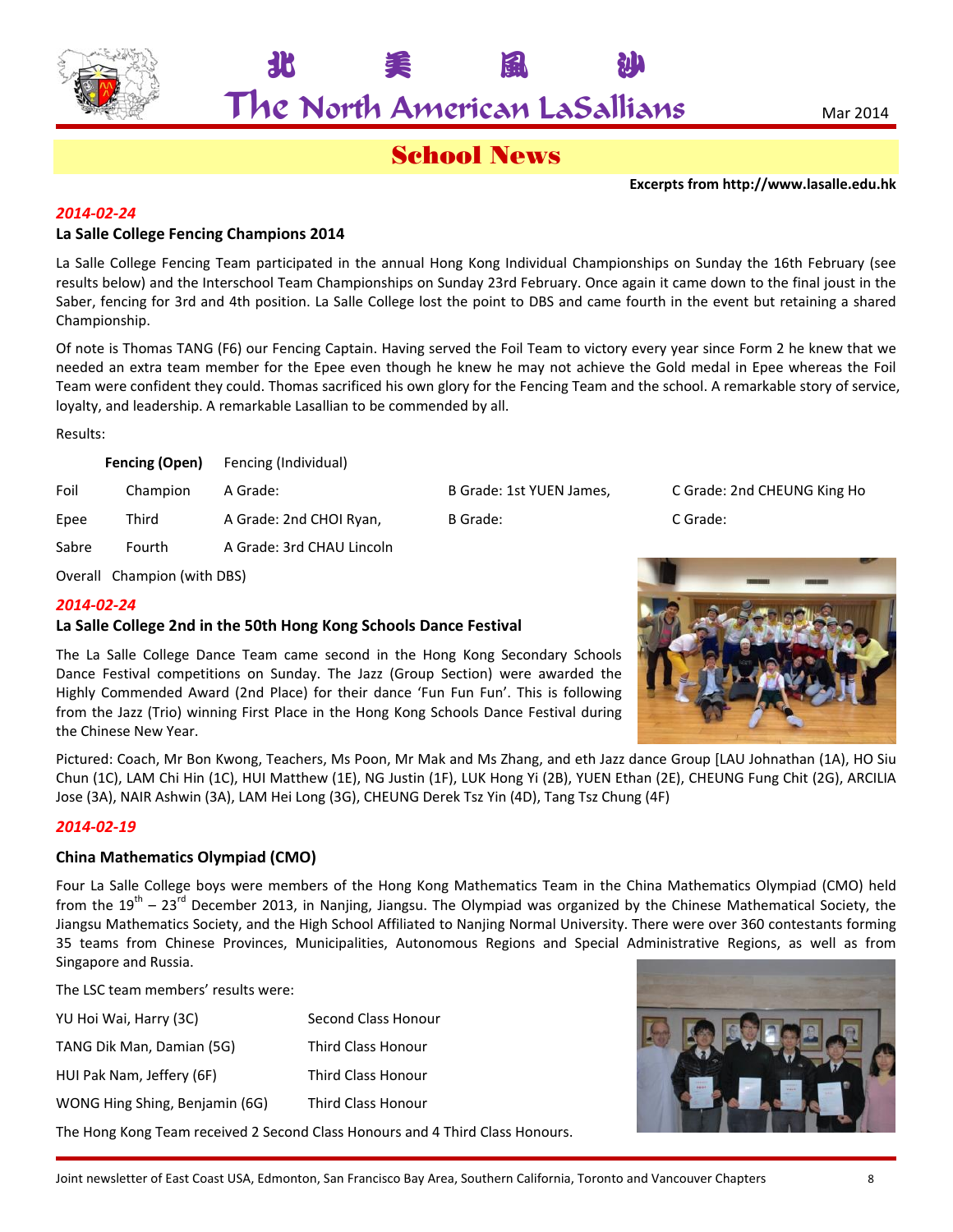# 北 美 風 沙
# The North American LaSallians

Mar 2014

## School News

**Excerpts from http://www.lasalle.edu.hk**

*2014-02-24*

### La Salle College Fencing Champions 2014

La Salle College Fencing Team participated in the annual Hong Kong Individual Championships on Sunday the 16th February (see results below) and the Interschool Team Championships on Sunday 23rd February. Once again it came down to the final joust in the Saber, fencing for 3rd and 4th position. La Salle College lost the point to DBS and came fourth in the event but retaining a shared Championship.

Of note is Thomas TANG (F6) our Fencing Captain. Having served the Foil Team to victory every year since Form 2 he knew that we needed an extra team member for the Epee even though he knew he may not achieve the Gold medal in Epee whereas the Foil Team were confident they could. Thomas sacrificed his own glory for the Fencing Team and the school. A remarkable story of service, loyalty, and leadership. A remarkable Lasallian to be commended by all.

Results:

| | **Fencing (Open)** | Fencing (Individual) | | |
|---|---|---|---|---|
| Foil | Champion | A Grade: | B Grade: 1st YUEN James, | C Grade: 2nd CHEUNG King Ho |
| Epee | Third | A Grade: 2nd CHOI Ryan, | B Grade: | C Grade: |
| Sabre | Fourth | A Grade: 3rd CHAU Lincoln | | |
| Overall | Champion (with DBS) | | | |

*2014-02-24*

### La Salle College 2nd in the 50th Hong Kong Schools Dance Festival

The La Salle College Dance Team came second in the Hong Kong Secondary Schools Dance Festival competitions on Sunday. The Jazz (Group Section) were awarded the Highly Commended Award (2nd Place) for their dance 'Fun Fun Fun'. This is following from the Jazz (Trio) winning First Place in the Hong Kong Schools Dance Festival during the Chinese New Year.

Pictured: Coach, Mr Bon Kwong, Teachers, Ms Poon, Mr Mak and Ms Zhang, and eth Jazz dance Group [LAU Johnathan (1A), HO Siu Chun (1C), LAM Chi Hin (1C), HUI Matthew (1E), NG Justin (1F), LUK Hong Yi (2B), YUEN Ethan (2E), CHEUNG Fung Chit (2G), ARCILIA Jose (3A), NAIR Ashwin (3A), LAM Hei Long (3G), CHEUNG Derek Tsz Yin (4D), Tang Tsz Chung (4F)

*2014-02-19*

### China Mathematics Olympiad (CMO)

Four La Salle College boys were members of the Hong Kong Mathematics Team in the China Mathematics Olympiad (CMO) held from the 19th – 23rd December 2013, in Nanjing, Jiangsu. The Olympiad was organized by the Chinese Mathematical Society, the Jiangsu Mathematics Society, and the High School Affiliated to Nanjing Normal University. There were over 360 contestants forming 35 teams from Chinese Provinces, Municipalities, Autonomous Regions and Special Administrative Regions, as well as from Singapore and Russia.

The LSC team members' results were:

| | |
|---|---|
| YU Hoi Wai, Harry (3C) | Second Class Honour |
| TANG Dik Man, Damian (5G) | Third Class Honour |
| HUI Pak Nam, Jeffery (6F) | Third Class Honour |
| WONG Hing Shing, Benjamin (6G) | Third Class Honour |

The Hong Kong Team received 2 Second Class Honours and 4 Third Class Honours.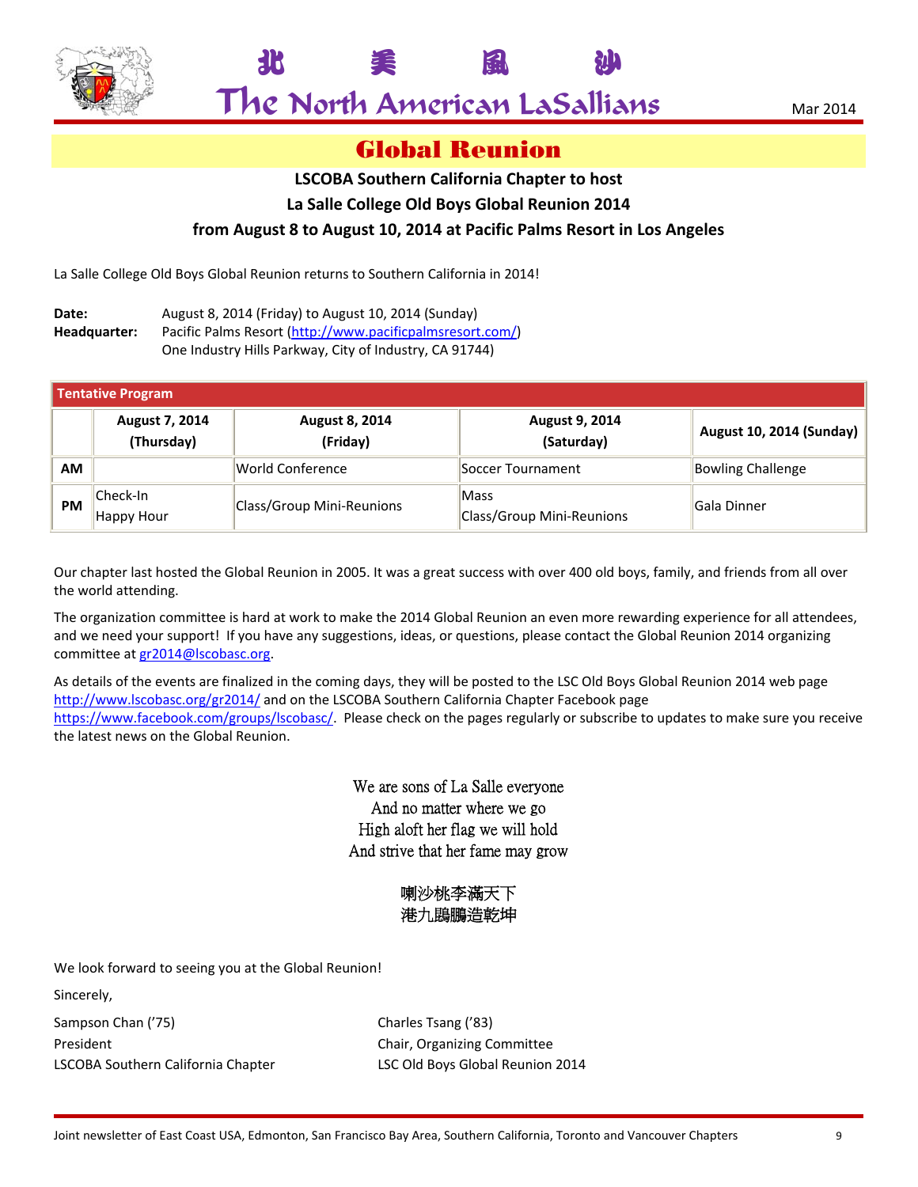# 北 美 風 沙
# The North American LaSallians

Mar 2014

## Global Reunion

**LSCOBA Southern California Chapter to host**
**La Salle College Old Boys Global Reunion 2014**
**from August 8 to August 10, 2014 at Pacific Palms Resort in Los Angeles**

La Salle College Old Boys Global Reunion returns to Southern California in 2014!

**Date:** August 8, 2014 (Friday) to August 10, 2014 (Sunday)
**Headquarter:** Pacific Palms Resort (http://www.pacificpalmsresort.com/)
One Industry Hills Parkway, City of Industry, CA 91744)

**Tentative Program**

| | August 7, 2014 (Thursday) | August 8, 2014 (Friday) | August 9, 2014 (Saturday) | August 10, 2014 (Sunday) |
|---|---|---|---|---|
| **AM** | | World Conference | Soccer Tournament | Bowling Challenge |
| **PM** | Check-In<br>Happy Hour | Class/Group Mini-Reunions | Mass<br>Class/Group Mini-Reunions | Gala Dinner |

Our chapter last hosted the Global Reunion in 2005. It was a great success with over 400 old boys, family, and friends from all over the world attending.

The organization committee is hard at work to make the 2014 Global Reunion an even more rewarding experience for all attendees, and we need your support! If you have any suggestions, ideas, or questions, please contact the Global Reunion 2014 organizing committee at gr2014@lscobasc.org.

As details of the events are finalized in the coming days, they will be posted to the LSC Old Boys Global Reunion 2014 web page http://www.lscobasc.org/gr2014/ and on the LSCOBA Southern California Chapter Facebook page https://www.facebook.com/groups/lscobasc/. Please check on the pages regularly or subscribe to updates to make sure you receive the latest news on the Global Reunion.

We are sons of La Salle everyone
And no matter where we go
High aloft her flag we will hold
And strive that her fame may grow

喇沙桃李滿天下
港九鵾鵬造乾坤

We look forward to seeing you at the Global Reunion!

Sincerely,

Sampson Chan ('75)
President
LSCOBA Southern California Chapter

Charles Tsang ('83)
Chair, Organizing Committee
LSC Old Boys Global Reunion 2014